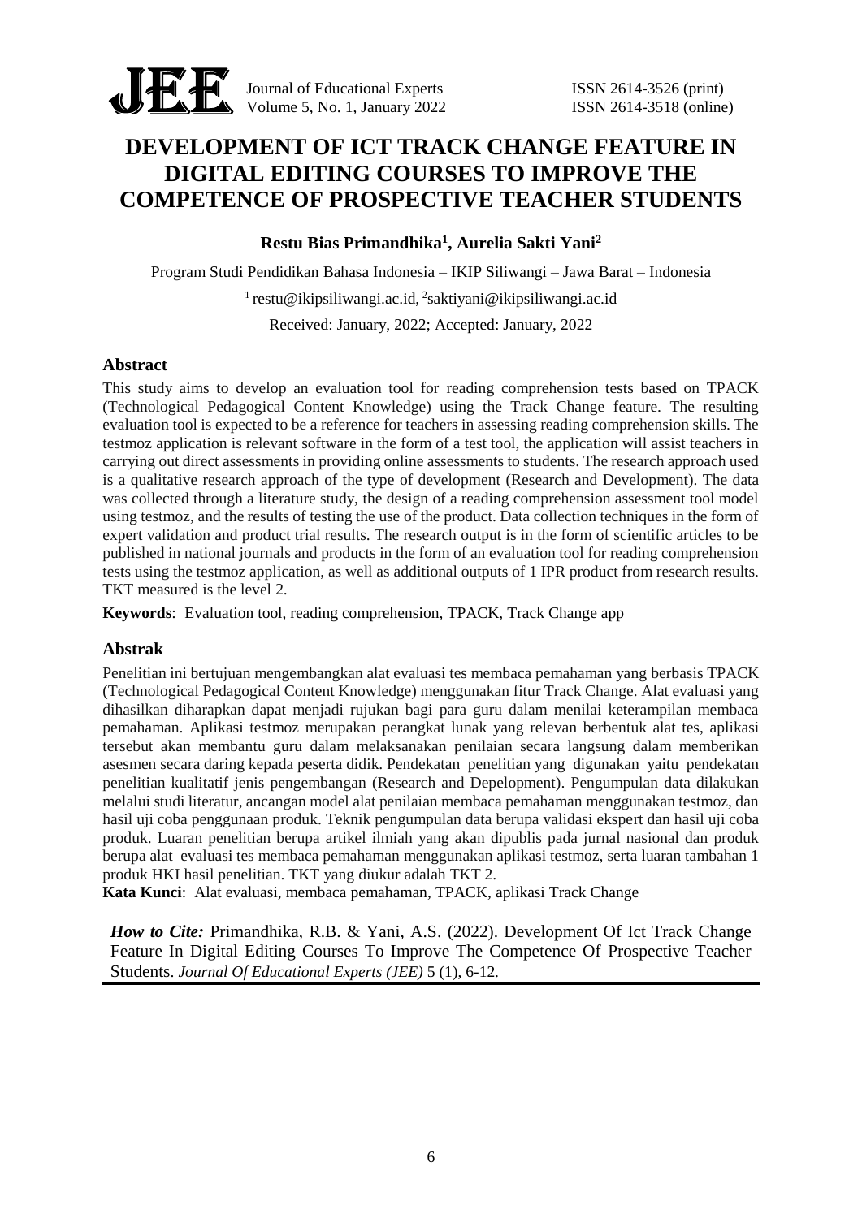# DEVELOPMENT OF ICT TRACK CHANGE FEATURE IN DIGITAL EDITING COURSES TO IMPROVE THE COMPETENCE OF PROSPECTIVE TEACHER STUDENTS

**Restu Bias Primandhika[1], Aurelia Sakti Yani[2]**

Program Studi Pendidikan Bahasa Indonesia – IKIP Siliwangi – Jawa Barat – Indonesia

[1] restu@ikipsiliwangi.ac.id, [2]saktiyani@ikipsiliwangi.ac.id

Received: January, 2022; Accepted: January, 2022

## Abstract

This study aims to develop an evaluation tool for reading comprehension tests based on TPACK (Technological Pedagogical Content Knowledge) using the Track Change feature. The resulting evaluation tool is expected to be a reference for teachers in assessing reading comprehension skills. The testmoz application is relevant software in the form of a test tool, the application will assist teachers in carrying out direct assessments in providing online assessments to students. The research approach used is a qualitative research approach of the type of development (Research and Development). The data was collected through a literature study, the design of a reading comprehension assessment tool model using testmoz, and the results of testing the use of the product. Data collection techniques in the form of expert validation and product trial results. The research output is in the form of scientific articles to be published in national journals and products in the form of an evaluation tool for reading comprehension tests using the testmoz application, as well as additional outputs of 1 IPR product from research results. TKT measured is the level 2.

**Keywords**: Evaluation tool, reading comprehension, TPACK, Track Change app

## Abstrak

Penelitian ini bertujuan mengembangkan alat evaluasi tes membaca pemahaman yang berbasis TPACK (Technological Pedagogical Content Knowledge) menggunakan fitur Track Change. Alat evaluasi yang dihasilkan diharapkan dapat menjadi rujukan bagi para guru dalam menilai keterampilan membaca pemahaman. Aplikasi testmoz merupakan perangkat lunak yang relevan berbentuk alat tes, aplikasi tersebut akan membantu guru dalam melaksanakan penilaian secara langsung dalam memberikan asesmen secara daring kepada peserta didik. Pendekatan penelitian yang digunakan yaitu pendekatan penelitian kualitatif jenis pengembangan (Research and Depelopment). Pengumpulan data dilakukan melalui studi literatur, ancangan model alat penilaian membaca pemahaman menggunakan testmoz, dan hasil uji coba penggunaan produk. Teknik pengumpulan data berupa validasi ekspert dan hasil uji coba produk. Luaran penelitian berupa artikel ilmiah yang akan dipublis pada jurnal nasional dan produk berupa alat evaluasi tes membaca pemahaman menggunakan aplikasi testmoz, serta luaran tambahan 1 produk HKI hasil penelitian. TKT yang diukur adalah TKT 2.

**Kata Kunci**: Alat evaluasi, membaca pemahaman, TPACK, aplikasi Track Change

***How to Cite:*** Primandhika, R.B. & Yani, A.S. (2022). Development Of Ict Track Change Feature In Digital Editing Courses To Improve The Competence Of Prospective Teacher Students. *Journal Of Educational Experts (JEE)* 5 (1), 6-12.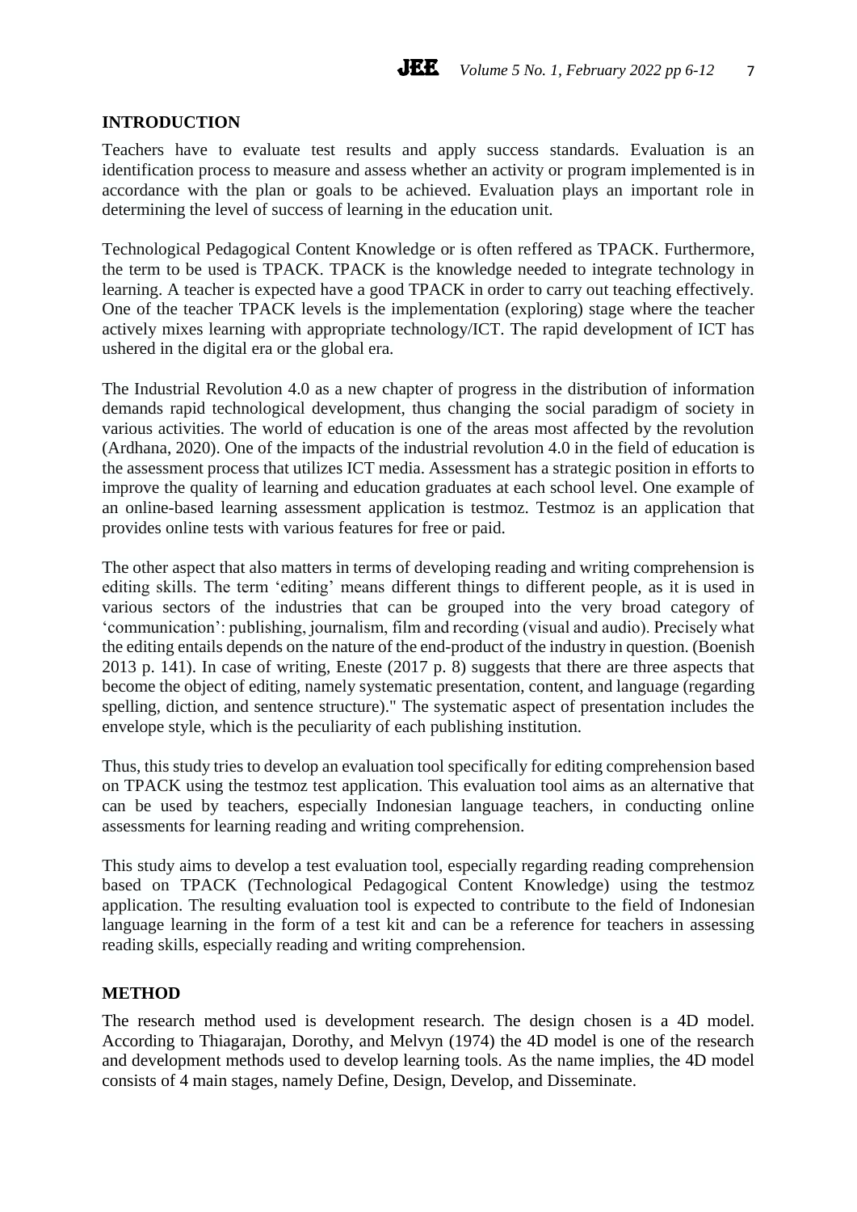## INTRODUCTION

Teachers have to evaluate test results and apply success standards. Evaluation is an identification process to measure and assess whether an activity or program implemented is in accordance with the plan or goals to be achieved. Evaluation plays an important role in determining the level of success of learning in the education unit.

Technological Pedagogical Content Knowledge or is often reffered as TPACK. Furthermore, the term to be used is TPACK. TPACK is the knowledge needed to integrate technology in learning. A teacher is expected have a good TPACK in order to carry out teaching effectively. One of the teacher TPACK levels is the implementation (exploring) stage where the teacher actively mixes learning with appropriate technology/ICT. The rapid development of ICT has ushered in the digital era or the global era.

The Industrial Revolution 4.0 as a new chapter of progress in the distribution of information demands rapid technological development, thus changing the social paradigm of society in various activities. The world of education is one of the areas most affected by the revolution (Ardhana, 2020). One of the impacts of the industrial revolution 4.0 in the field of education is the assessment process that utilizes ICT media. Assessment has a strategic position in efforts to improve the quality of learning and education graduates at each school level. One example of an online-based learning assessment application is testmoz. Testmoz is an application that provides online tests with various features for free or paid.

The other aspect that also matters in terms of developing reading and writing comprehension is editing skills. The term 'editing' means different things to different people, as it is used in various sectors of the industries that can be grouped into the very broad category of 'communication': publishing, journalism, film and recording (visual and audio). Precisely what the editing entails depends on the nature of the end-product of the industry in question. (Boenish 2013 p. 141). In case of writing, Eneste (2017 p. 8) suggests that there are three aspects that become the object of editing, namely systematic presentation, content, and language (regarding spelling, diction, and sentence structure)." The systematic aspect of presentation includes the envelope style, which is the peculiarity of each publishing institution.

Thus, this study tries to develop an evaluation tool specifically for editing comprehension based on TPACK using the testmoz test application. This evaluation tool aims as an alternative that can be used by teachers, especially Indonesian language teachers, in conducting online assessments for learning reading and writing comprehension.

This study aims to develop a test evaluation tool, especially regarding reading comprehension based on TPACK (Technological Pedagogical Content Knowledge) using the testmoz application. The resulting evaluation tool is expected to contribute to the field of Indonesian language learning in the form of a test kit and can be a reference for teachers in assessing reading skills, especially reading and writing comprehension.

## METHOD

The research method used is development research. The design chosen is a 4D model. According to Thiagarajan, Dorothy, and Melvyn (1974) the 4D model is one of the research and development methods used to develop learning tools. As the name implies, the 4D model consists of 4 main stages, namely Define, Design, Develop, and Disseminate.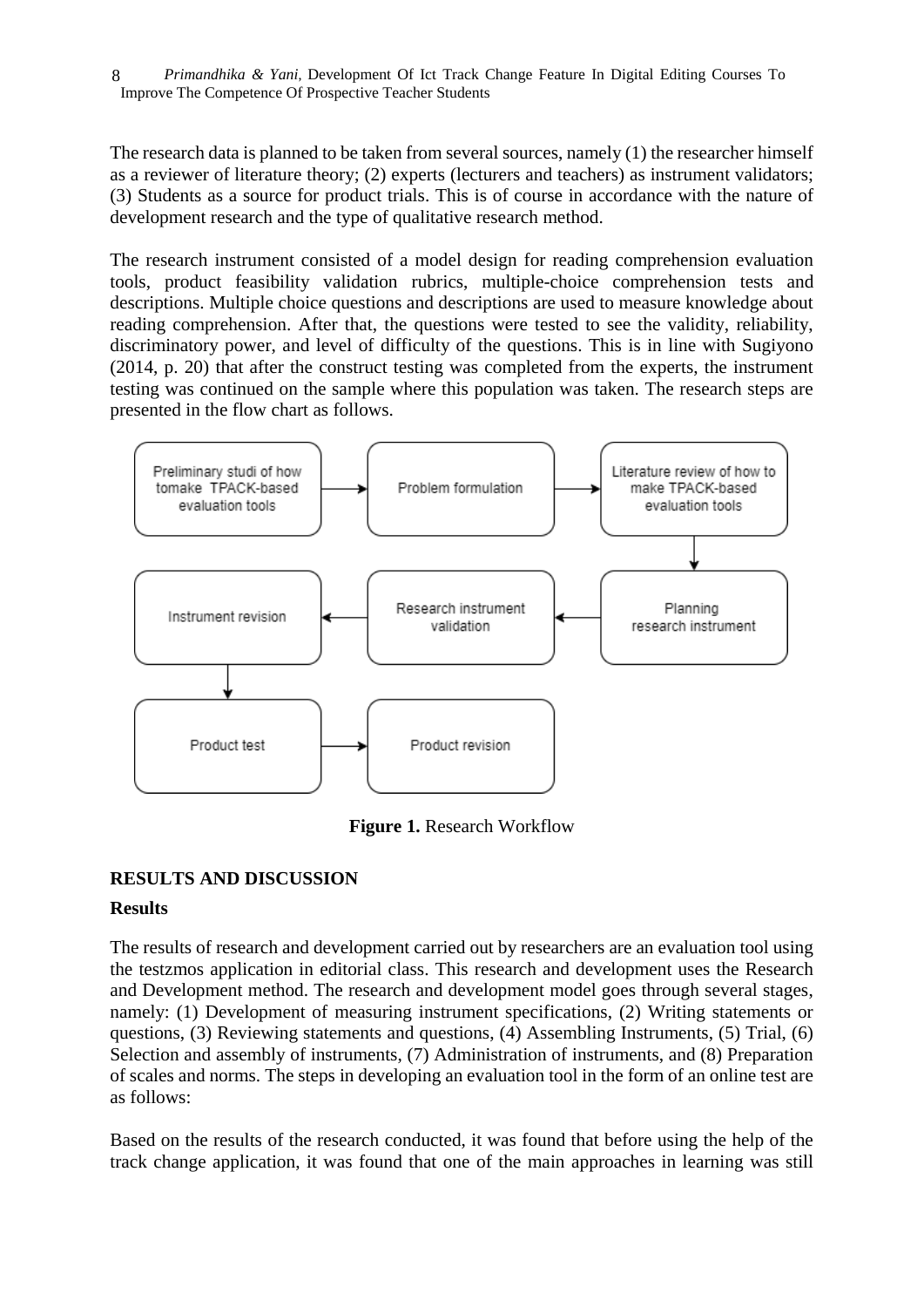The research data is planned to be taken from several sources, namely (1) the researcher himself as a reviewer of literature theory; (2) experts (lecturers and teachers) as instrument validators; (3) Students as a source for product trials. This is of course in accordance with the nature of development research and the type of qualitative research method.

The research instrument consisted of a model design for reading comprehension evaluation tools, product feasibility validation rubrics, multiple-choice comprehension tests and descriptions. Multiple choice questions and descriptions are used to measure knowledge about reading comprehension. After that, the questions were tested to see the validity, reliability, discriminatory power, and level of difficulty of the questions. This is in line with Sugiyono (2014, p. 20) that after the construct testing was completed from the experts, the instrument testing was continued on the sample where this population was taken. The research steps are presented in the flow chart as follows.

Preliminary studi of how tomake TPACK-based evaluation tools → Problem formulation → Literature review of how to make TPACK-based evaluation tools → Planning research instrument → Research instrument validation → Instrument revision → Product test → Product revision

**Figure 1.** Research Workflow

## RESULTS AND DISCUSSION

### Results

The results of research and development carried out by researchers are an evaluation tool using the testzmos application in editorial class. This research and development uses the Research and Development method. The research and development model goes through several stages, namely: (1) Development of measuring instrument specifications, (2) Writing statements or questions, (3) Reviewing statements and questions, (4) Assembling Instruments, (5) Trial, (6) Selection and assembly of instruments, (7) Administration of instruments, and (8) Preparation of scales and norms. The steps in developing an evaluation tool in the form of an online test are as follows:

Based on the results of the research conducted, it was found that before using the help of the track change application, it was found that one of the main approaches in learning was still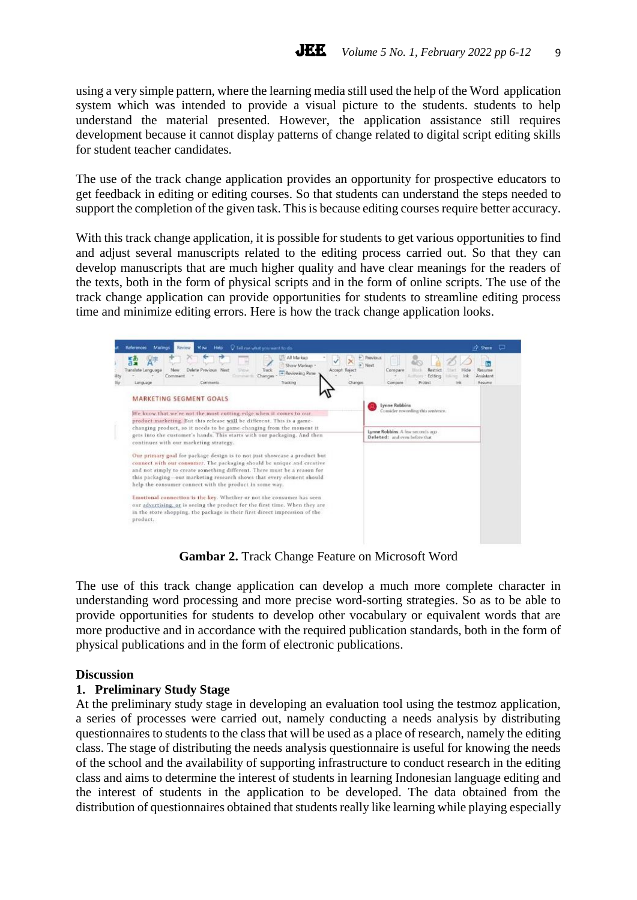using a very simple pattern, where the learning media still used the help of the Word application system which was intended to provide a visual picture to the students. students to help understand the material presented. However, the application assistance still requires development because it cannot display patterns of change related to digital script editing skills for student teacher candidates.

The use of the track change application provides an opportunity for prospective educators to get feedback in editing or editing courses. So that students can understand the steps needed to support the completion of the given task. This is because editing courses require better accuracy.

With this track change application, it is possible for students to get various opportunities to find and adjust several manuscripts related to the editing process carried out. So that they can develop manuscripts that are much higher quality and have clear meanings for the readers of the texts, both in the form of physical scripts and in the form of online scripts. The use of the track change application can provide opportunities for students to streamline editing process time and minimize editing errors. Here is how the track change application looks.

**Gambar 2.** Track Change Feature on Microsoft Word

The use of this track change application can develop a much more complete character in understanding word processing and more precise word-sorting strategies. So as to be able to provide opportunities for students to develop other vocabulary or equivalent words that are more productive and in accordance with the required publication standards, both in the form of physical publications and in the form of electronic publications.

## Discussion

### 1. Preliminary Study Stage

At the preliminary study stage in developing an evaluation tool using the testmoz application, a series of processes were carried out, namely conducting a needs analysis by distributing questionnaires to students to the class that will be used as a place of research, namely the editing class. The stage of distributing the needs analysis questionnaire is useful for knowing the needs of the school and the availability of supporting infrastructure to conduct research in the editing class and aims to determine the interest of students in learning Indonesian language editing and the interest of students in the application to be developed. The data obtained from the distribution of questionnaires obtained that students really like learning while playing especially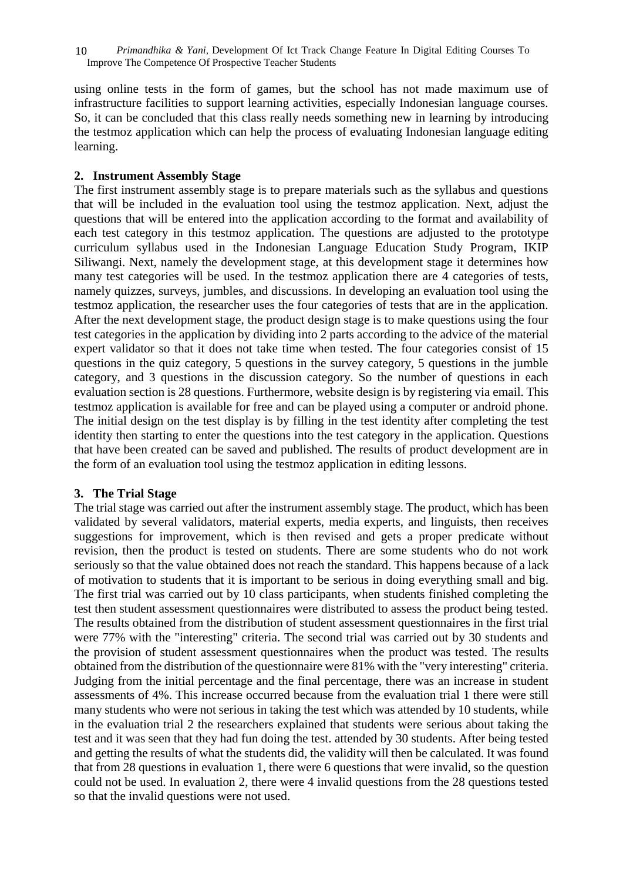using online tests in the form of games, but the school has not made maximum use of infrastructure facilities to support learning activities, especially Indonesian language courses. So, it can be concluded that this class really needs something new in learning by introducing the testmoz application which can help the process of evaluating Indonesian language editing learning.

### 2. Instrument Assembly Stage

The first instrument assembly stage is to prepare materials such as the syllabus and questions that will be included in the evaluation tool using the testmoz application. Next, adjust the questions that will be entered into the application according to the format and availability of each test category in this testmoz application. The questions are adjusted to the prototype curriculum syllabus used in the Indonesian Language Education Study Program, IKIP Siliwangi. Next, namely the development stage, at this development stage it determines how many test categories will be used. In the testmoz application there are 4 categories of tests, namely quizzes, surveys, jumbles, and discussions. In developing an evaluation tool using the testmoz application, the researcher uses the four categories of tests that are in the application. After the next development stage, the product design stage is to make questions using the four test categories in the application by dividing into 2 parts according to the advice of the material expert validator so that it does not take time when tested. The four categories consist of 15 questions in the quiz category, 5 questions in the survey category, 5 questions in the jumble category, and 3 questions in the discussion category. So the number of questions in each evaluation section is 28 questions. Furthermore, website design is by registering via email. This testmoz application is available for free and can be played using a computer or android phone. The initial design on the test display is by filling in the test identity after completing the test identity then starting to enter the questions into the test category in the application. Questions that have been created can be saved and published. The results of product development are in the form of an evaluation tool using the testmoz application in editing lessons.

### 3. The Trial Stage

The trial stage was carried out after the instrument assembly stage. The product, which has been validated by several validators, material experts, media experts, and linguists, then receives suggestions for improvement, which is then revised and gets a proper predicate without revision, then the product is tested on students. There are some students who do not work seriously so that the value obtained does not reach the standard. This happens because of a lack of motivation to students that it is important to be serious in doing everything small and big. The first trial was carried out by 10 class participants, when students finished completing the test then student assessment questionnaires were distributed to assess the product being tested. The results obtained from the distribution of student assessment questionnaires in the first trial were 77% with the "interesting" criteria. The second trial was carried out by 30 students and the provision of student assessment questionnaires when the product was tested. The results obtained from the distribution of the questionnaire were 81% with the "very interesting" criteria. Judging from the initial percentage and the final percentage, there was an increase in student assessments of 4%. This increase occurred because from the evaluation trial 1 there were still many students who were not serious in taking the test which was attended by 10 students, while in the evaluation trial 2 the researchers explained that students were serious about taking the test and it was seen that they had fun doing the test. attended by 30 students. After being tested and getting the results of what the students did, the validity will then be calculated. It was found that from 28 questions in evaluation 1, there were 6 questions that were invalid, so the question could not be used. In evaluation 2, there were 4 invalid questions from the 28 questions tested so that the invalid questions were not used.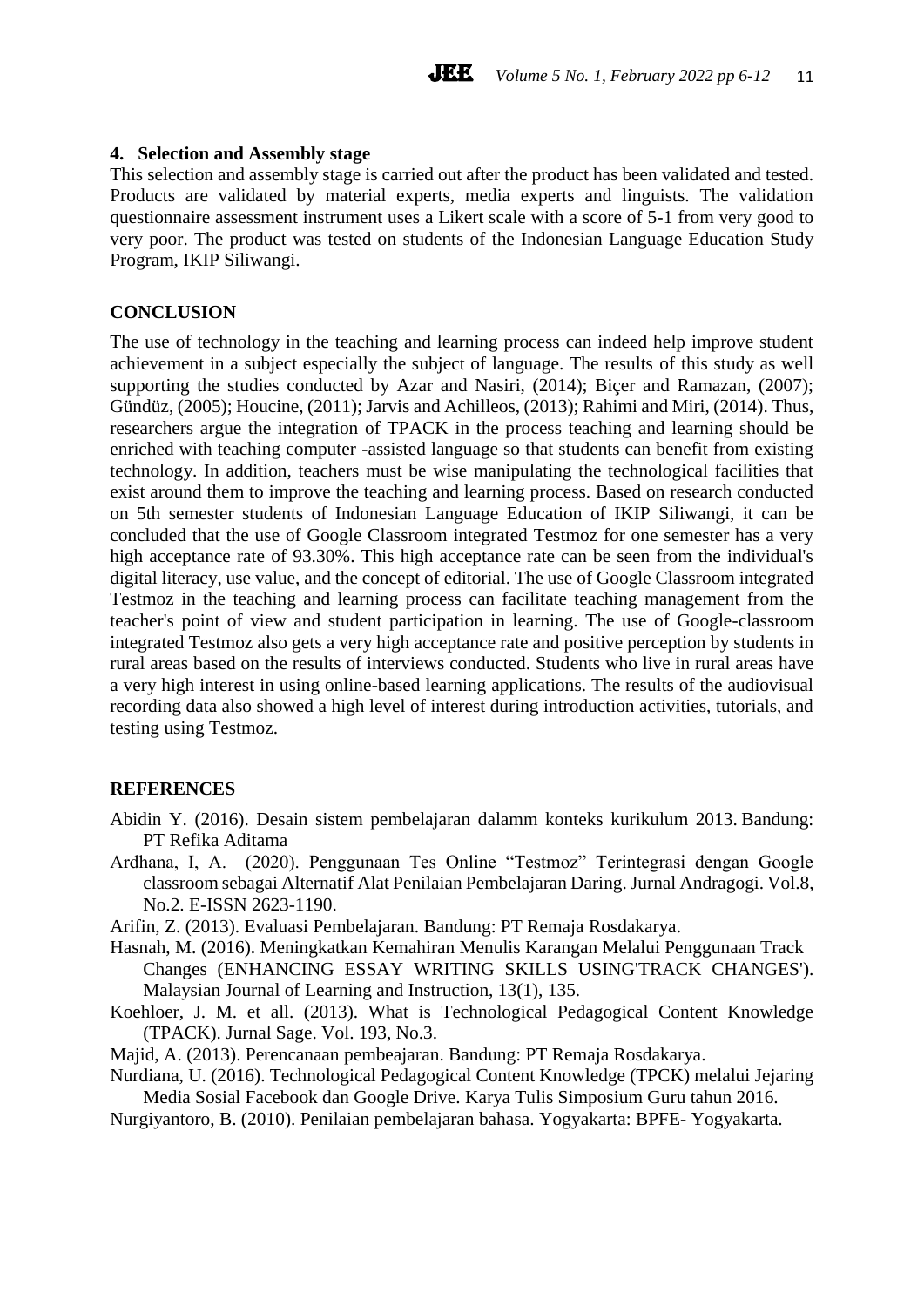#### 4. Selection and Assembly stage

This selection and assembly stage is carried out after the product has been validated and tested. Products are validated by material experts, media experts and linguists. The validation questionnaire assessment instrument uses a Likert scale with a score of 5-1 from very good to very poor. The product was tested on students of the Indonesian Language Education Study Program, IKIP Siliwangi.

## CONCLUSION

The use of technology in the teaching and learning process can indeed help improve student achievement in a subject especially the subject of language. The results of this study as well supporting the studies conducted by Azar and Nasiri, (2014); Biçer and Ramazan, (2007); Gündüz, (2005); Houcine, (2011); Jarvis and Achilleos, (2013); Rahimi and Miri, (2014). Thus, researchers argue the integration of TPACK in the process teaching and learning should be enriched with teaching computer -assisted language so that students can benefit from existing technology. In addition, teachers must be wise manipulating the technological facilities that exist around them to improve the teaching and learning process. Based on research conducted on 5th semester students of Indonesian Language Education of IKIP Siliwangi, it can be concluded that the use of Google Classroom integrated Testmoz for one semester has a very high acceptance rate of 93.30%. This high acceptance rate can be seen from the individual's digital literacy, use value, and the concept of editorial. The use of Google Classroom integrated Testmoz in the teaching and learning process can facilitate teaching management from the teacher's point of view and student participation in learning. The use of Google-classroom integrated Testmoz also gets a very high acceptance rate and positive perception by students in rural areas based on the results of interviews conducted. Students who live in rural areas have a very high interest in using online-based learning applications. The results of the audiovisual recording data also showed a high level of interest during introduction activities, tutorials, and testing using Testmoz.

## REFERENCES

Abidin Y. (2016). Desain sistem pembelajaran dalamm konteks kurikulum 2013. Bandung: PT Refika Aditama

Ardhana, I, A. (2020). Penggunaan Tes Online "Testmoz" Terintegrasi dengan Google classroom sebagai Alternatif Alat Penilaian Pembelajaran Daring. Jurnal Andragogi. Vol.8, No.2. E-ISSN 2623-1190.

Arifin, Z. (2013). Evaluasi Pembelajaran. Bandung: PT Remaja Rosdakarya.

Hasnah, M. (2016). Meningkatkan Kemahiran Menulis Karangan Melalui Penggunaan Track Changes (ENHANCING ESSAY WRITING SKILLS USING'TRACK CHANGES'). Malaysian Journal of Learning and Instruction, 13(1), 135.

Koehloer, J. M. et all. (2013). What is Technological Pedagogical Content Knowledge (TPACK). Jurnal Sage. Vol. 193, No.3.

Majid, A. (2013). Perencanaan pembeajaran. Bandung: PT Remaja Rosdakarya.

Nurdiana, U. (2016). Technological Pedagogical Content Knowledge (TPCK) melalui Jejaring Media Sosial Facebook dan Google Drive. Karya Tulis Simposium Guru tahun 2016.

Nurgiyantoro, B. (2010). Penilaian pembelajaran bahasa. Yogyakarta: BPFE- Yogyakarta.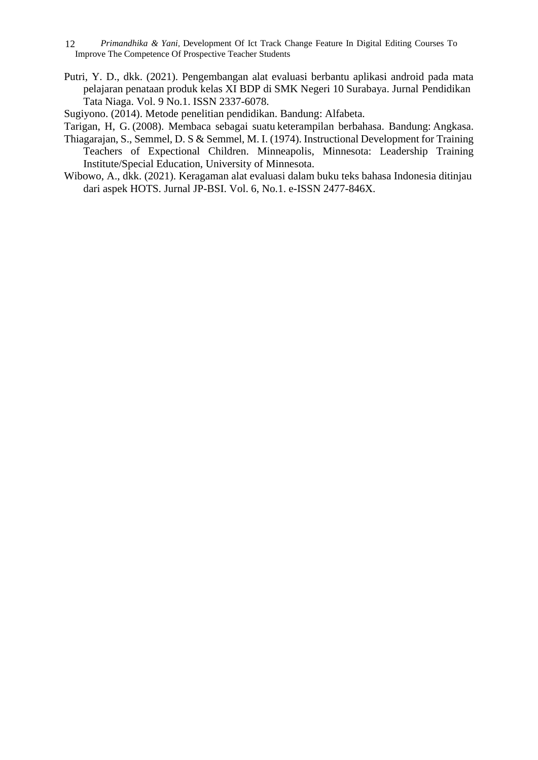Putri, Y. D., dkk. (2021). Pengembangan alat evaluasi berbantu aplikasi android pada mata pelajaran penataan produk kelas XI BDP di SMK Negeri 10 Surabaya. Jurnal Pendidikan Tata Niaga. Vol. 9 No.1. ISSN 2337-6078.

Sugiyono. (2014). Metode penelitian pendidikan. Bandung: Alfabeta.

Tarigan, H, G. (2008). Membaca sebagai suatu keterampilan berbahasa. Bandung: Angkasa.

Thiagarajan, S., Semmel, D. S & Semmel, M. I. (1974). Instructional Development for Training Teachers of Expectional Children. Minneapolis, Minnesota: Leadership Training Institute/Special Education, University of Minnesota.

Wibowo, A., dkk. (2021). Keragaman alat evaluasi dalam buku teks bahasa Indonesia ditinjau dari aspek HOTS. Jurnal JP-BSI. Vol. 6, No.1. e-ISSN 2477-846X.